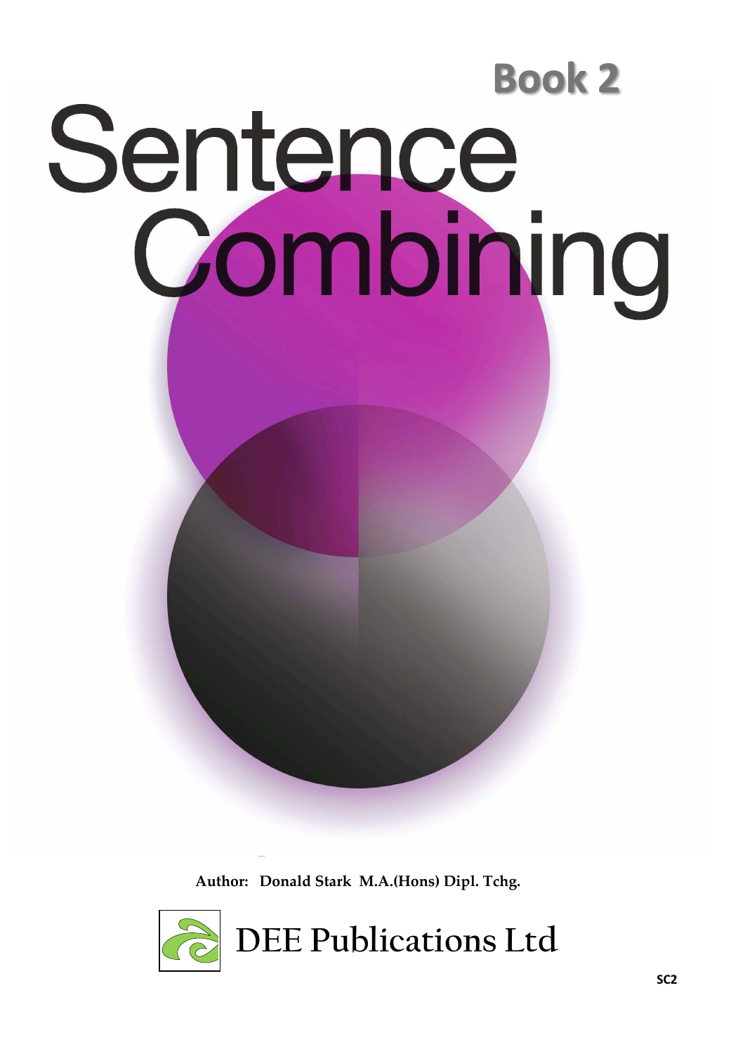**Book 2**

# Sentence Combining

**Author: Donald Stark M.A.(Hons) Dipl. Tchg.**

DEE Publications Ltd

**SC2**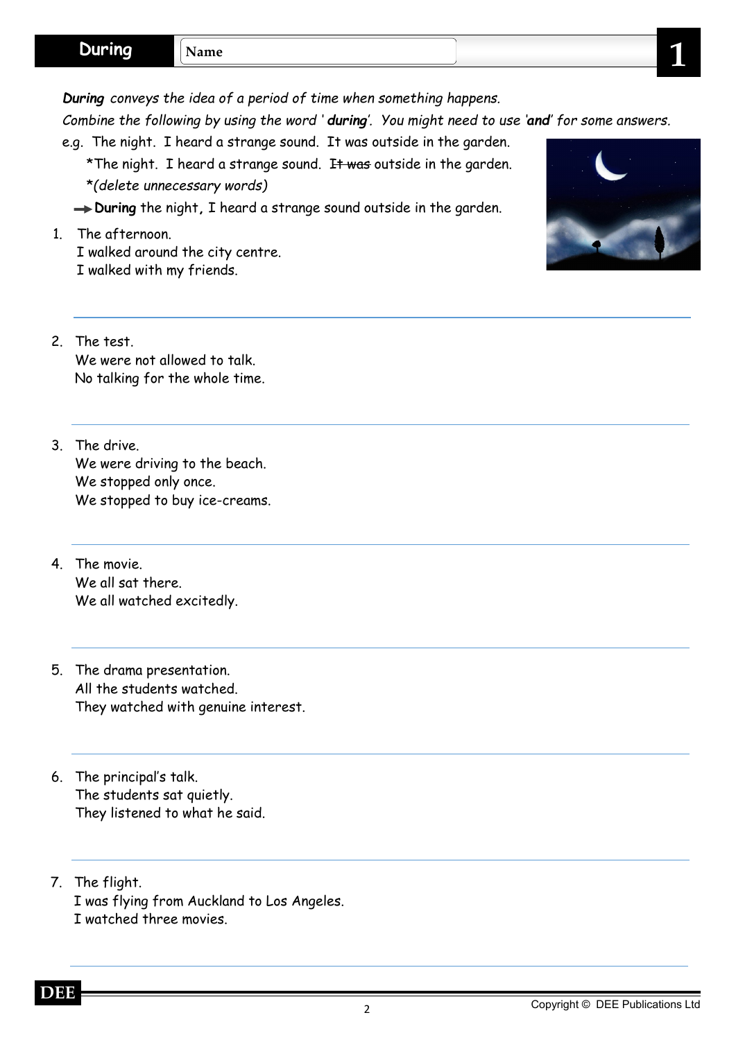# During

Name

*__During__ conveys the idea of a period of time when something happens.*

*Combine the following by using the word '__during__'. You might need to use '__and__' for some answers.*

e.g. The night. I heard a strange sound. It was outside in the garden.

*The night. I heard a strange sound. ~~It was~~ outside in the garden.

*(delete unnecessary words)*

→ **During** the night**,** I heard a strange sound outside in the garden.

1. The afternoon.
   I walked around the city centre.
   I walked with my friends.

2. The test.
   We were not allowed to talk.
   No talking for the whole time.

3. The drive.
   We were driving to the beach.
   We stopped only once.
   We stopped to buy ice-creams.

4. The movie.
   We all sat there.
   We all watched excitedly.

5. The drama presentation.
   All the students watched.
   They watched with genuine interest.

6. The principal's talk.
   The students sat quietly.
   They listened to what he said.

7. The flight.
   I was flying from Auckland to Los Angeles.
   I watched three movies.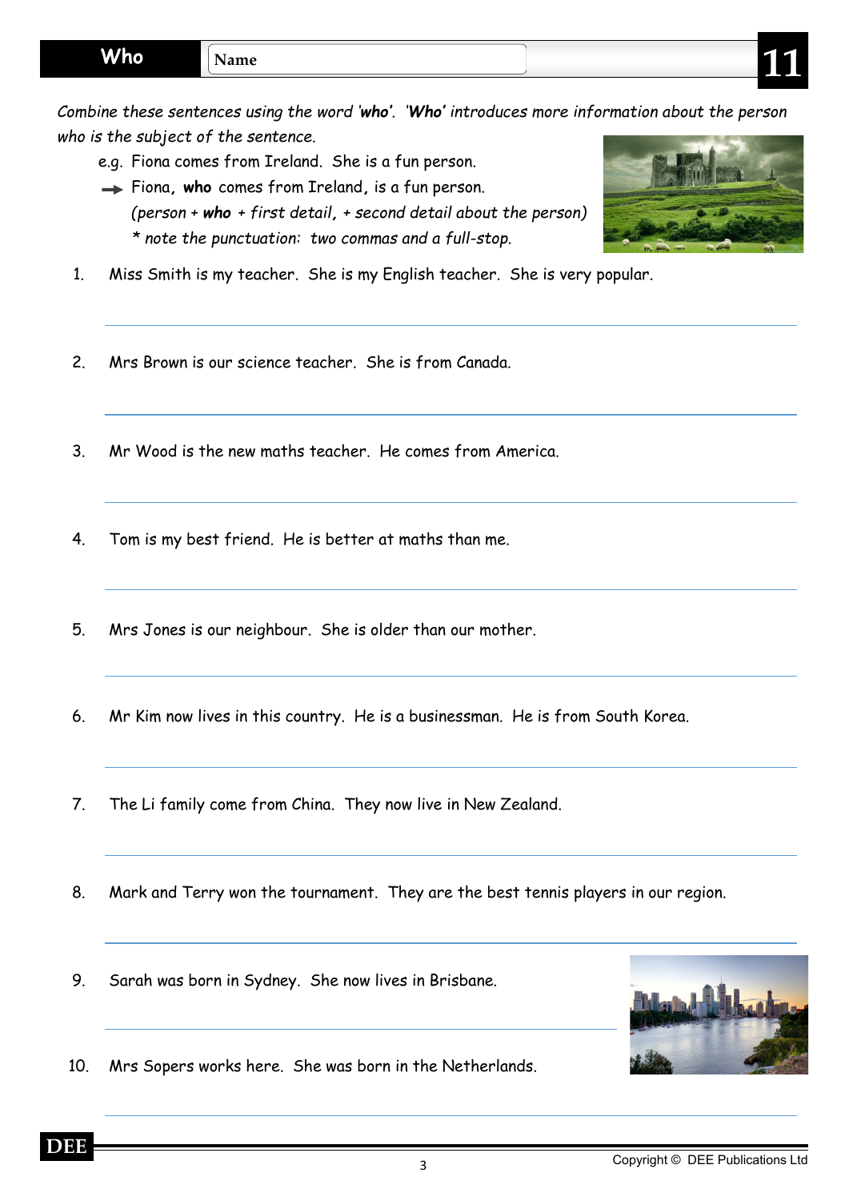# Who

**Name**

*Combine these sentences using the word '**who**'. '**Who**' introduces more information about the person who is the subject of the sentence.*

e.g. Fiona comes from Ireland. She is a fun person.

→ Fiona**,** **who** comes from Ireland**,** is a fun person.

*(person + **who** + first detail, + second detail about the person)*

*\* note the punctuation: two commas and a full-stop.*

1. Miss Smith is my teacher. She is my English teacher. She is very popular.

2. Mrs Brown is our science teacher. She is from Canada.

3. Mr Wood is the new maths teacher. He comes from America.

4. Tom is my best friend. He is better at maths than me.

5. Mrs Jones is our neighbour. She is older than our mother.

6. Mr Kim now lives in this country. He is a businessman. He is from South Korea.

7. The Li family come from China. They now live in New Zealand.

8. Mark and Terry won the tournament. They are the best tennis players in our region.

9. Sarah was born in Sydney. She now lives in Brisbane.

10. Mrs Sopers works here. She was born in the Netherlands.

Copyright © DEE Publications Ltd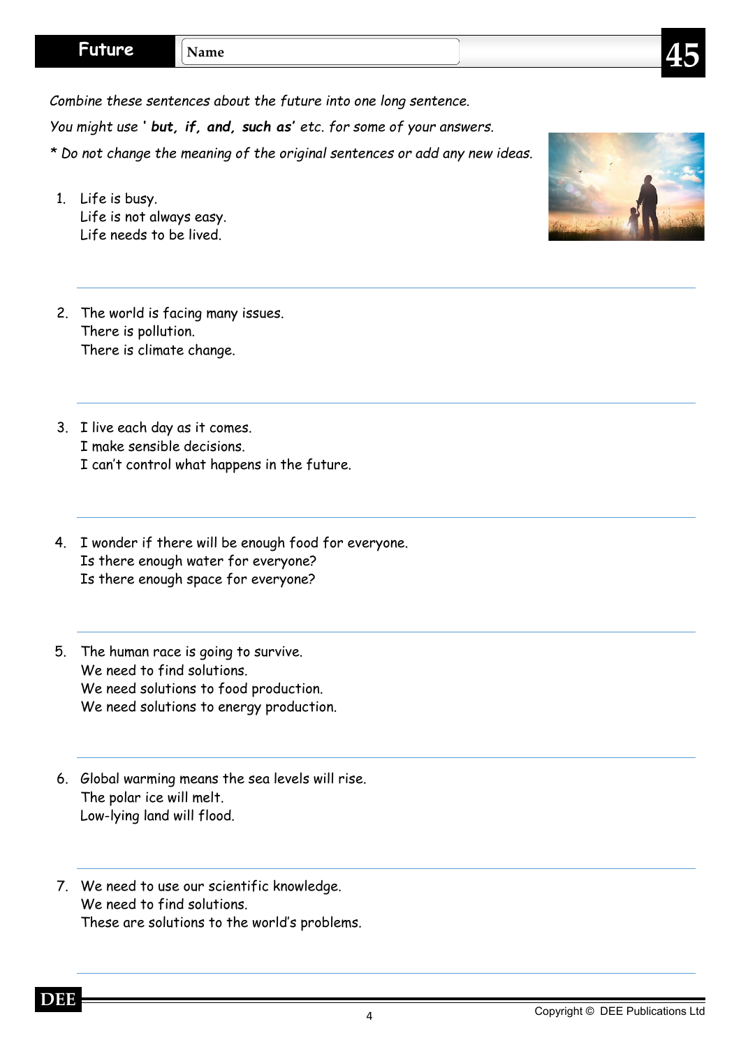# Future

Name

45

*Combine these sentences about the future into one long sentence.*

*You might use ' **but, if, and, such as'** etc. for some of your answers.*

*\* Do not change the meaning of the original sentences or add any new ideas.*

1. Life is busy.
   Life is not always easy.
   Life needs to be lived.

2. The world is facing many issues.
   There is pollution.
   There is climate change.

3. I live each day as it comes.
   I make sensible decisions.
   I can't control what happens in the future.

4. I wonder if there will be enough food for everyone.
   Is there enough water for everyone?
   Is there enough space for everyone?

5. The human race is going to survive.
   We need to find solutions.
   We need solutions to food production.
   We need solutions to energy production.

6. Global warming means the sea levels will rise.
   The polar ice will melt.
   Low-lying land will flood.

7. We need to use our scientific knowledge.
   We need to find solutions.
   These are solutions to the world's problems.

DEE

Copyright © DEE Publications Ltd